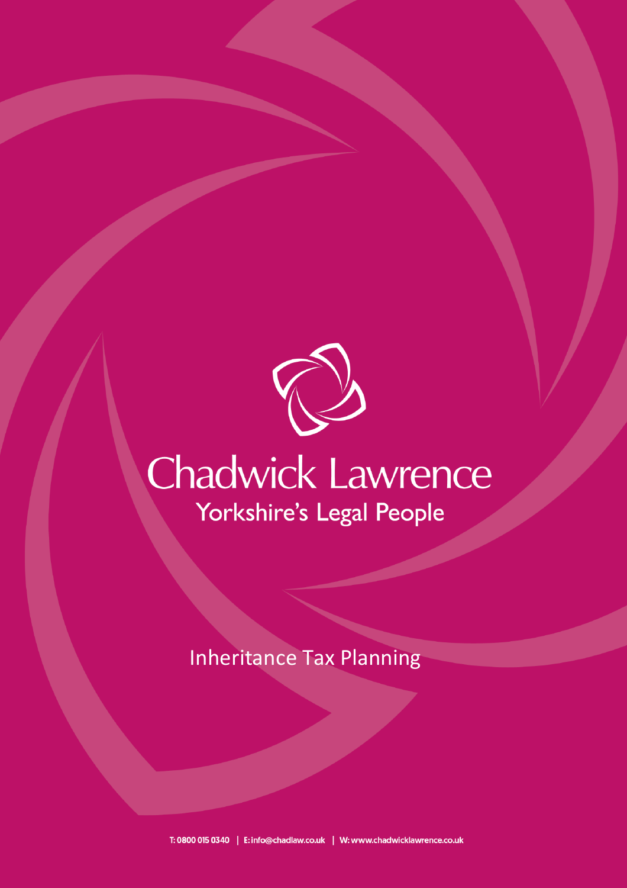# Chadwick Lawrence

Yorkshire's Legal People

## Inheritance Tax Planning

T: 0800 015 0340 | E: info@chadlaw.co.uk | W: www.chadwicklawrence.co.uk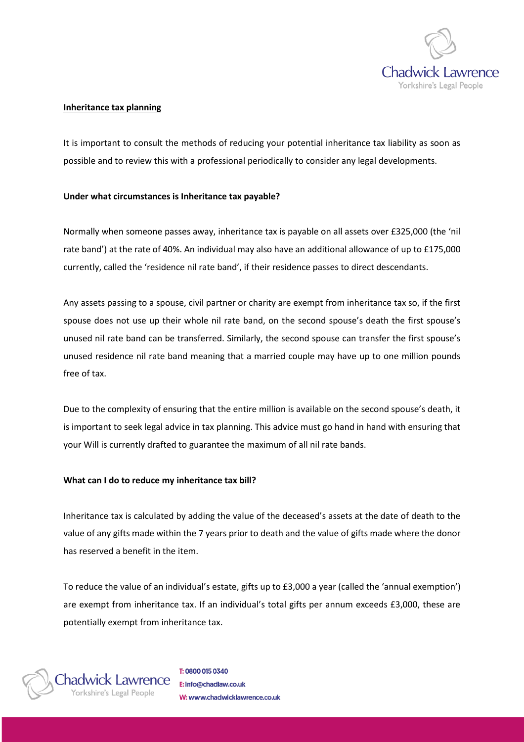## Inheritance tax planning

It is important to consult the methods of reducing your potential inheritance tax liability as soon as possible and to review this with a professional periodically to consider any legal developments.

### Under what circumstances is Inheritance tax payable?

Normally when someone passes away, inheritance tax is payable on all assets over £325,000 (the 'nil rate band') at the rate of 40%. An individual may also have an additional allowance of up to £175,000 currently, called the 'residence nil rate band', if their residence passes to direct descendants.

Any assets passing to a spouse, civil partner or charity are exempt from inheritance tax so, if the first spouse does not use up their whole nil rate band, on the second spouse's death the first spouse's unused nil rate band can be transferred. Similarly, the second spouse can transfer the first spouse's unused residence nil rate band meaning that a married couple may have up to one million pounds free of tax.

Due to the complexity of ensuring that the entire million is available on the second spouse's death, it is important to seek legal advice in tax planning. This advice must go hand in hand with ensuring that your Will is currently drafted to guarantee the maximum of all nil rate bands.

### What can I do to reduce my inheritance tax bill?

Inheritance tax is calculated by adding the value of the deceased's assets at the date of death to the value of any gifts made within the 7 years prior to death and the value of gifts made where the donor has reserved a benefit in the item.

To reduce the value of an individual's estate, gifts up to £3,000 a year (called the 'annual exemption') are exempt from inheritance tax. If an individual's total gifts per annum exceeds £3,000, these are potentially exempt from inheritance tax.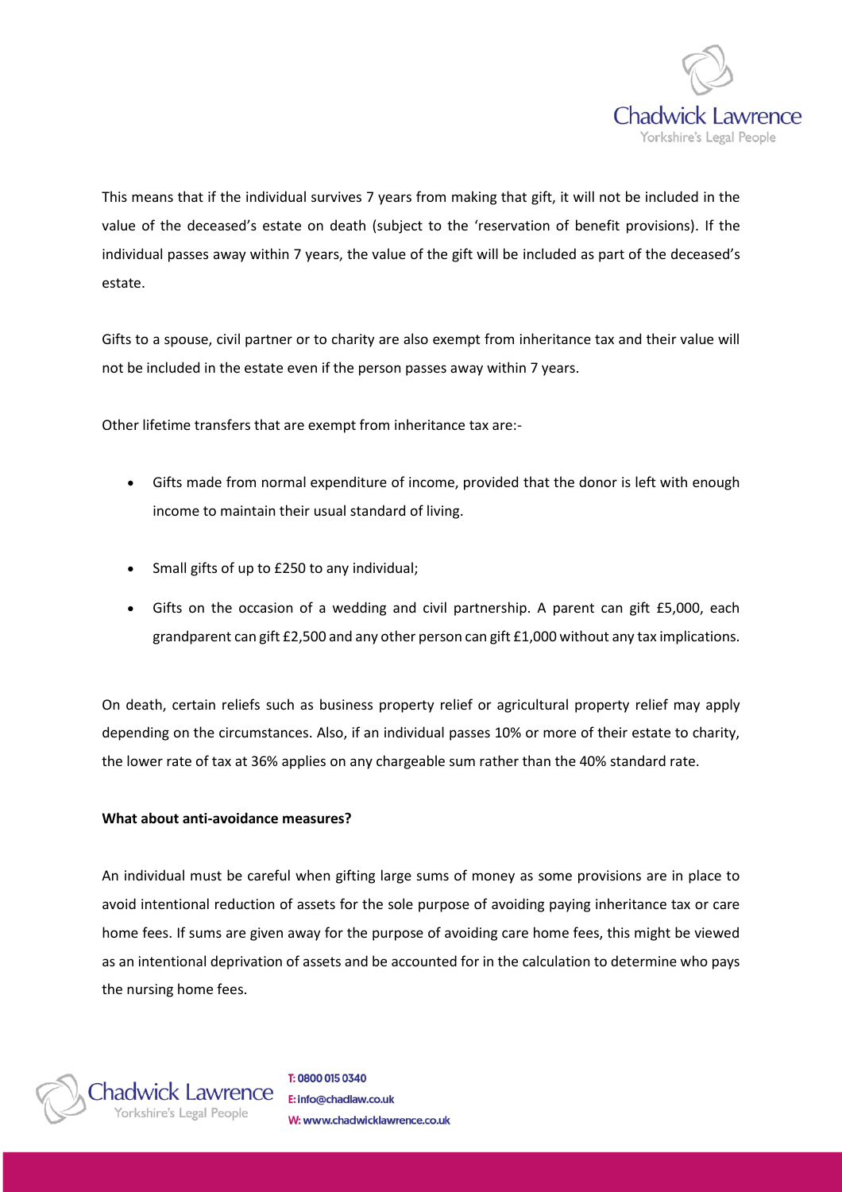This means that if the individual survives 7 years from making that gift, it will not be included in the value of the deceased's estate on death (subject to the 'reservation of benefit provisions). If the individual passes away within 7 years, the value of the gift will be included as part of the deceased's estate.

Gifts to a spouse, civil partner or to charity are also exempt from inheritance tax and their value will not be included in the estate even if the person passes away within 7 years.

Other lifetime transfers that are exempt from inheritance tax are:-

- Gifts made from normal expenditure of income, provided that the donor is left with enough income to maintain their usual standard of living.
- Small gifts of up to £250 to any individual;
- Gifts on the occasion of a wedding and civil partnership. A parent can gift £5,000, each grandparent can gift £2,500 and any other person can gift £1,000 without any tax implications.

On death, certain reliefs such as business property relief or agricultural property relief may apply depending on the circumstances. Also, if an individual passes 10% or more of their estate to charity, the lower rate of tax at 36% applies on any chargeable sum rather than the 40% standard rate.

**What about anti-avoidance measures?**

An individual must be careful when gifting large sums of money as some provisions are in place to avoid intentional reduction of assets for the sole purpose of avoiding paying inheritance tax or care home fees. If sums are given away for the purpose of avoiding care home fees, this might be viewed as an intentional deprivation of assets and be accounted for in the calculation to determine who pays the nursing home fees.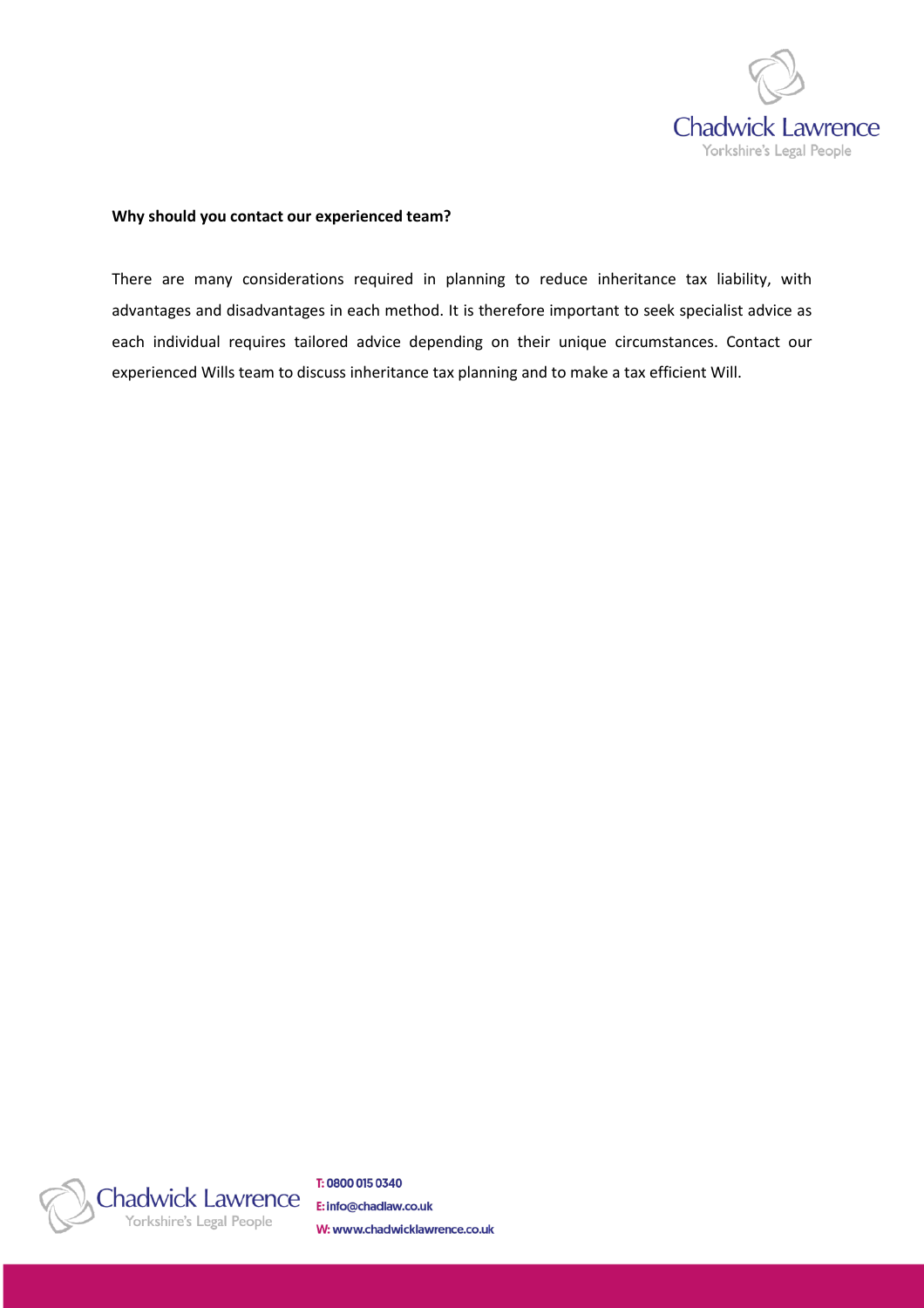**Why should you contact our experienced team?**

There are many considerations required in planning to reduce inheritance tax liability, with advantages and disadvantages in each method. It is therefore important to seek specialist advice as each individual requires tailored advice depending on their unique circumstances. Contact our experienced Wills team to discuss inheritance tax planning and to make a tax efficient Will.